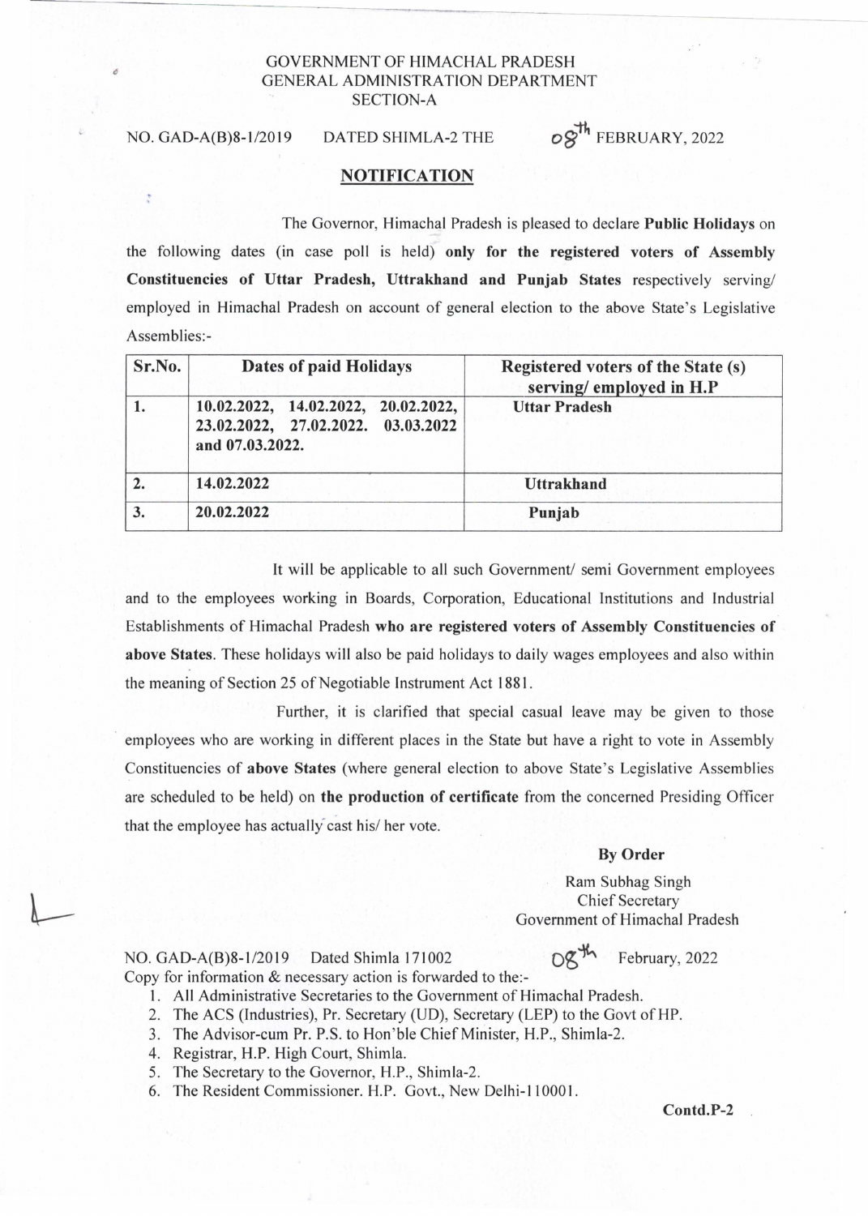GOVERNMENT OF HIMACHAL PRADESH
GENERAL ADMINISTRATION DEPARTMENT
SECTION-A

NO. GAD-A(B)8-1/2019 DATED SHIMLA-2 THE 08th FEBRUARY, 2022

## NOTIFICATION

The Governor, Himachal Pradesh is pleased to declare **Public Holidays** on the following dates (in case poll is held) **only for the registered voters of Assembly Constituencies of Uttar Pradesh, Uttrakhand and Punjab States** respectively serving/ employed in Himachal Pradesh on account of general election to the above State's Legislative Assemblies:-

| Sr.No. | Dates of paid Holidays | Registered voters of the State (s) serving/ employed in H.P |
|---|---|---|
| 1. | 10.02.2022, 14.02.2022, 20.02.2022, 23.02.2022, 27.02.2022. 03.03.2022 and 07.03.2022. | Uttar Pradesh |
| 2. | 14.02.2022 | Uttrakhand |
| 3. | 20.02.2022 | Punjab |

It will be applicable to all such Government/ semi Government employees and to the employees working in Boards, Corporation, Educational Institutions and Industrial Establishments of Himachal Pradesh **who are registered voters of Assembly Constituencies of above States**. These holidays will also be paid holidays to daily wages employees and also within the meaning of Section 25 of Negotiable Instrument Act 1881.

Further, it is clarified that special casual leave may be given to those employees who are working in different places in the State but have a right to vote in Assembly Constituencies of **above States** (where general election to above State's Legislative Assemblies are scheduled to be held) on **the production of certificate** from the concerned Presiding Officer that the employee has actually cast his/ her vote.

**By Order**

Ram Subhag Singh
Chief Secretary
Government of Himachal Pradesh

NO. GAD-A(B)8-1/2019 Dated Shimla 171002 08th February, 2022
Copy for information & necessary action is forwarded to the:-

1. All Administrative Secretaries to the Government of Himachal Pradesh.
2. The ACS (Industries), Pr. Secretary (UD), Secretary (LEP) to the Govt of HP.
3. The Advisor-cum Pr. P.S. to Hon'ble Chief Minister, H.P., Shimla-2.
4. Registrar, H.P. High Court, Shimla.
5. The Secretary to the Governor, H.P., Shimla-2.
6. The Resident Commissioner. H.P. Govt., New Delhi-110001.

**Contd.P-2**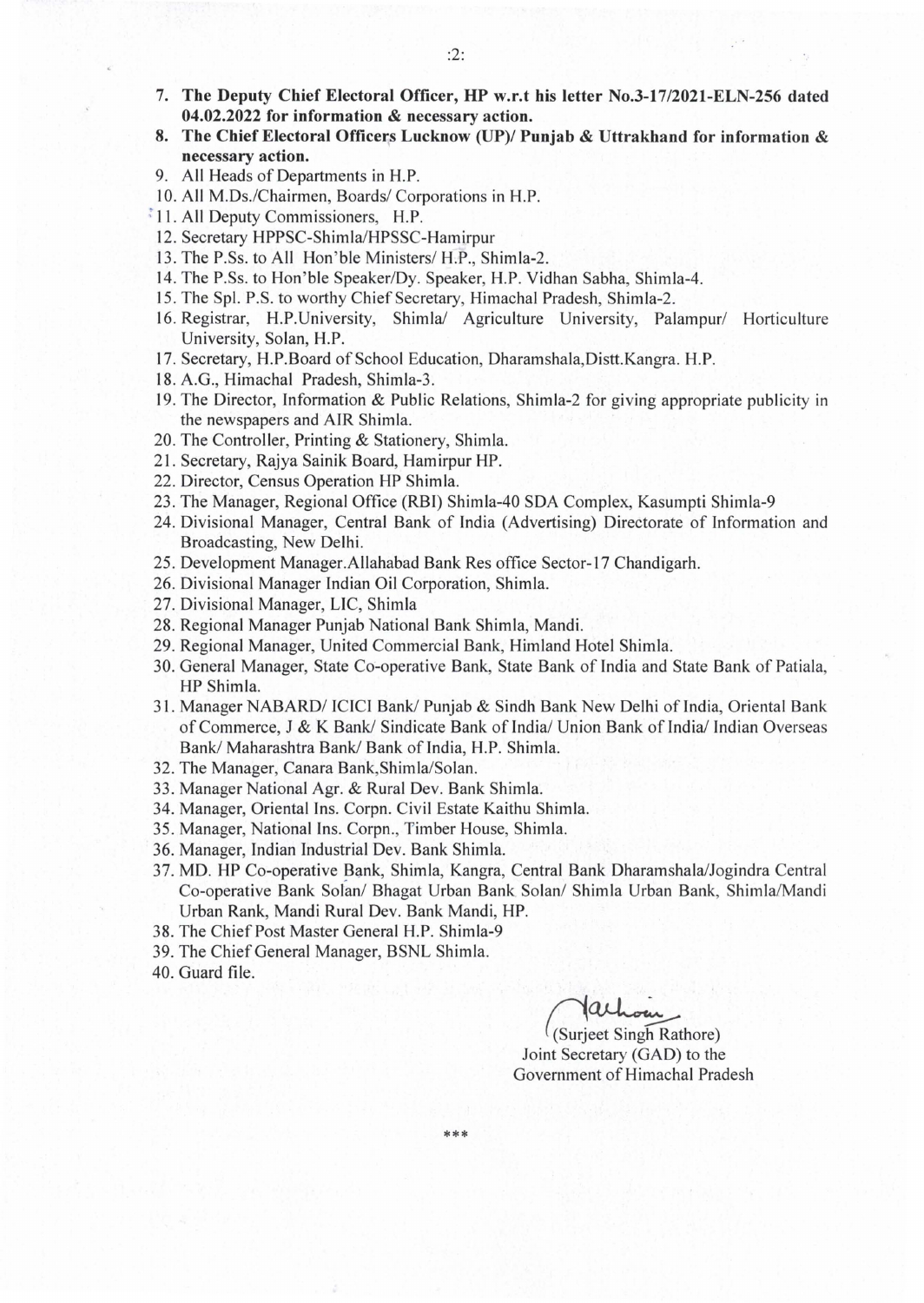7. **The Deputy Chief Electoral Officer, HP w.r.t his letter No.3-17/2021-ELN-256 dated 04.02.2022 for information & necessary action.**
8. **The Chief Electoral Officers Lucknow (UP)/ Punjab & Uttrakhand for information & necessary action.**
9. All Heads of Departments in H.P.
10. All M.Ds./Chairmen, Boards/ Corporations in H.P.
11. All Deputy Commissioners, H.P.
12. Secretary HPPSC-Shimla/HPSSC-Hamirpur
13. The P.Ss. to All Hon'ble Ministers/ H.P., Shimla-2.
14. The P.Ss. to Hon'ble Speaker/Dy. Speaker, H.P. Vidhan Sabha, Shimla-4.
15. The Spl. P.S. to worthy Chief Secretary, Himachal Pradesh, Shimla-2.
16. Registrar, H.P.University, Shimla/ Agriculture University, Palampur/ Horticulture University, Solan, H.P.
17. Secretary, H.P.Board of School Education, Dharamshala,Distt.Kangra. H.P.
18. A.G., Himachal Pradesh, Shimla-3.
19. The Director, Information & Public Relations, Shimla-2 for giving appropriate publicity in the newspapers and AIR Shimla.
20. The Controller, Printing & Stationery, Shimla.
21. Secretary, Rajya Sainik Board, Hamirpur HP.
22. Director, Census Operation HP Shimla.
23. The Manager, Regional Office (RBI) Shimla-40 SDA Complex, Kasumpti Shimla-9
24. Divisional Manager, Central Bank of India (Advertising) Directorate of Information and Broadcasting, New Delhi.
25. Development Manager.Allahabad Bank Res office Sector-17 Chandigarh.
26. Divisional Manager Indian Oil Corporation, Shimla.
27. Divisional Manager, LIC, Shimla
28. Regional Manager Punjab National Bank Shimla, Mandi.
29. Regional Manager, United Commercial Bank, Himland Hotel Shimla.
30. General Manager, State Co-operative Bank, State Bank of India and State Bank of Patiala, HP Shimla.
31. Manager NABARD/ ICICI Bank/ Punjab & Sindh Bank New Delhi of India, Oriental Bank of Commerce, J & K Bank/ Sindicate Bank of India/ Union Bank of India/ Indian Overseas Bank/ Maharashtra Bank/ Bank of India, H.P. Shimla.
32. The Manager, Canara Bank,Shimla/Solan.
33. Manager National Agr. & Rural Dev. Bank Shimla.
34. Manager, Oriental Ins. Corpn. Civil Estate Kaithu Shimla.
35. Manager, National Ins. Corpn., Timber House, Shimla.
36. Manager, Indian Industrial Dev. Bank Shimla.
37. MD. HP Co-operative Bank, Shimla, Kangra, Central Bank Dharamshala/Jogindra Central Co-operative Bank Solan/ Bhagat Urban Bank Solan/ Shimla Urban Bank, Shimla/Mandi Urban Rank, Mandi Rural Dev. Bank Mandi, HP.
38. The Chief Post Master General H.P. Shimla-9
39. The Chief General Manager, BSNL Shimla.
40. Guard file.

(Surjeet Singh Rathore)
Joint Secretary (GAD) to the
Government of Himachal Pradesh

\*\*\*